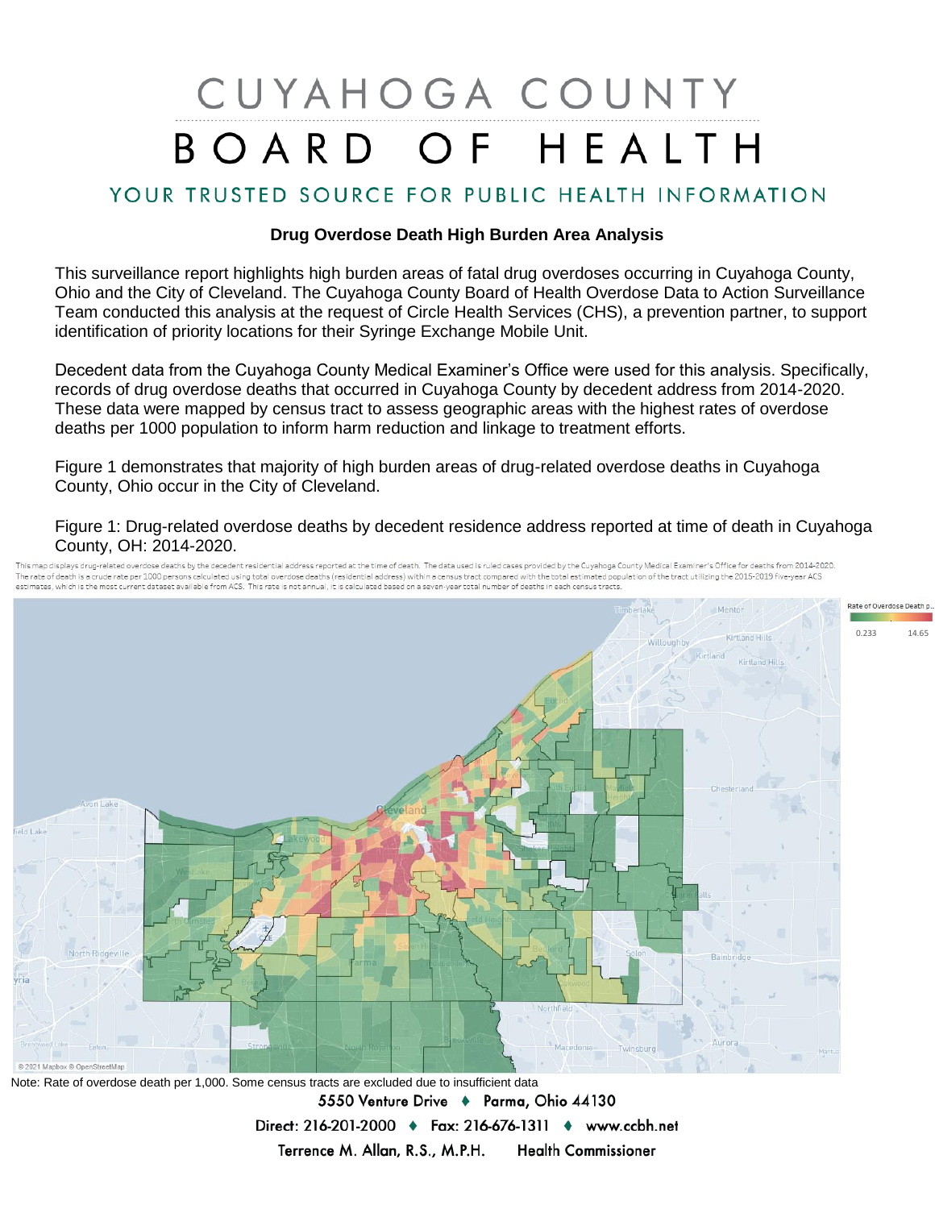# CUYAHOGA COUNTY BOARD OF HEALTH

## YOUR TRUSTED SOURCE FOR PUBLIC HEALTH INFORMATION

### Drug Overdose Death High Burden Area Analysis

This surveillance report highlights high burden areas of fatal drug overdoses occurring in Cuyahoga County, Ohio and the City of Cleveland. The Cuyahoga County Board of Health Overdose Data to Action Surveillance Team conducted this analysis at the request of Circle Health Services (CHS), a prevention partner, to support identification of priority locations for their Syringe Exchange Mobile Unit.

Decedent data from the Cuyahoga County Medical Examiner's Office were used for this analysis. Specifically, records of drug overdose deaths that occurred in Cuyahoga County by decedent address from 2014-2020. These data were mapped by census tract to assess geographic areas with the highest rates of overdose deaths per 1000 population to inform harm reduction and linkage to treatment efforts.

Figure 1 demonstrates that majority of high burden areas of drug-related overdose deaths in Cuyahoga County, Ohio occur in the City of Cleveland.

Figure 1: Drug-related overdose deaths by decedent residence address reported at time of death in Cuyahoga County, OH: 2014-2020.

This map displays drug-related overdose deaths by the decedent residential address reported at the time of death. The data used is ruled cases provided by the Cuyahoga County Medical Examiner's Office for deaths from 2014-2020. The rate of death is a crude rate per 1000 persons calculated using total overdose deaths (residential address) within a census tract compared with the total estimated population of the tract utilizing the 2015-2019 five-year ACS estimates, which is the most current dataset available from ACS. This rate is not annual, it is calculated based on a seven-year total number of deaths in each census tract.

Note: Rate of overdose death per 1,000. Some census tracts are excluded due to insufficient data

5550 Venture Drive ♦ Parma, Ohio 44130

Direct: 216-201-2000 ♦ Fax: 216-676-1311 ♦ www.ccbh.net

Terrence M. Allan, R.S., M.P.H. Health Commissioner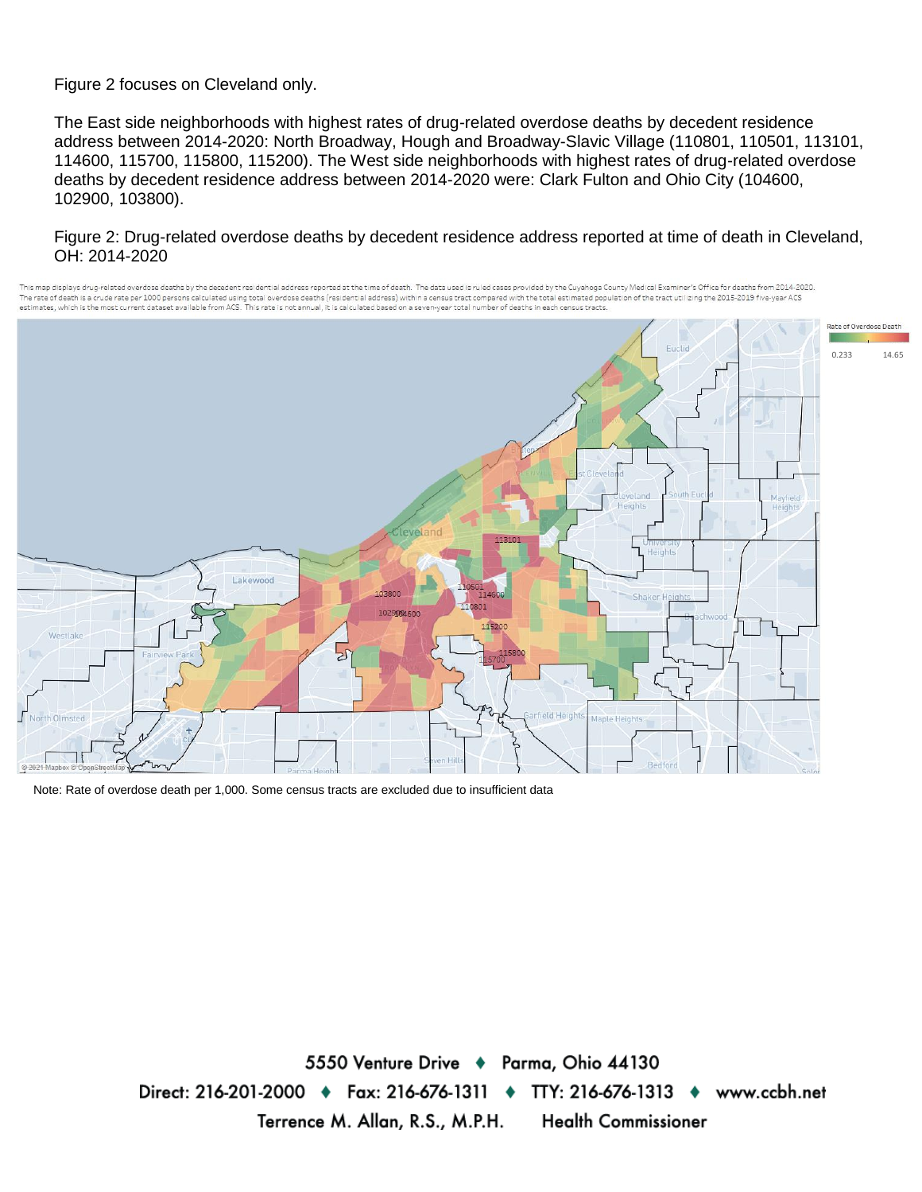Figure 2 focuses on Cleveland only.

The East side neighborhoods with highest rates of drug-related overdose deaths by decedent residence address between 2014-2020: North Broadway, Hough and Broadway-Slavic Village (110801, 110501, 113101, 114600, 115700, 115800, 115200). The West side neighborhoods with highest rates of drug-related overdose deaths by decedent residence address between 2014-2020 were: Clark Fulton and Ohio City (104600, 102900, 103800).

Figure 2: Drug-related overdose deaths by decedent residence address reported at time of death in Cleveland, OH: 2014-2020

This map displays drug-related overdose deaths by the decedent residential address reported at the time of death. The data used is ruled cases provided by the Cuyahoga County Medical Examiner's Office for deaths from 2014-2020. The rate of death is a crude rate per 1000 persons calculated using total overdose deaths (residential address) within a census tract compared with the total estimated population of the tract utilizing the 2015-2019 five-year ACS estimates, which is the most current dataset available from ACS. This rate is not annual, it is calculated based on a seven-year total number of deaths in each census tracts.

Rate of Overdose Death: 0.233 – 14.65

Note: Rate of overdose death per 1,000. Some census tracts are excluded due to insufficient data

5550 Venture Drive ♦ Parma, Ohio 44130

Direct: 216-201-2000 ♦ Fax: 216-676-1311 ♦ TTY: 216-676-1313 ♦ www.ccbh.net

Terrence M. Allan, R.S., M.P.H. Health Commissioner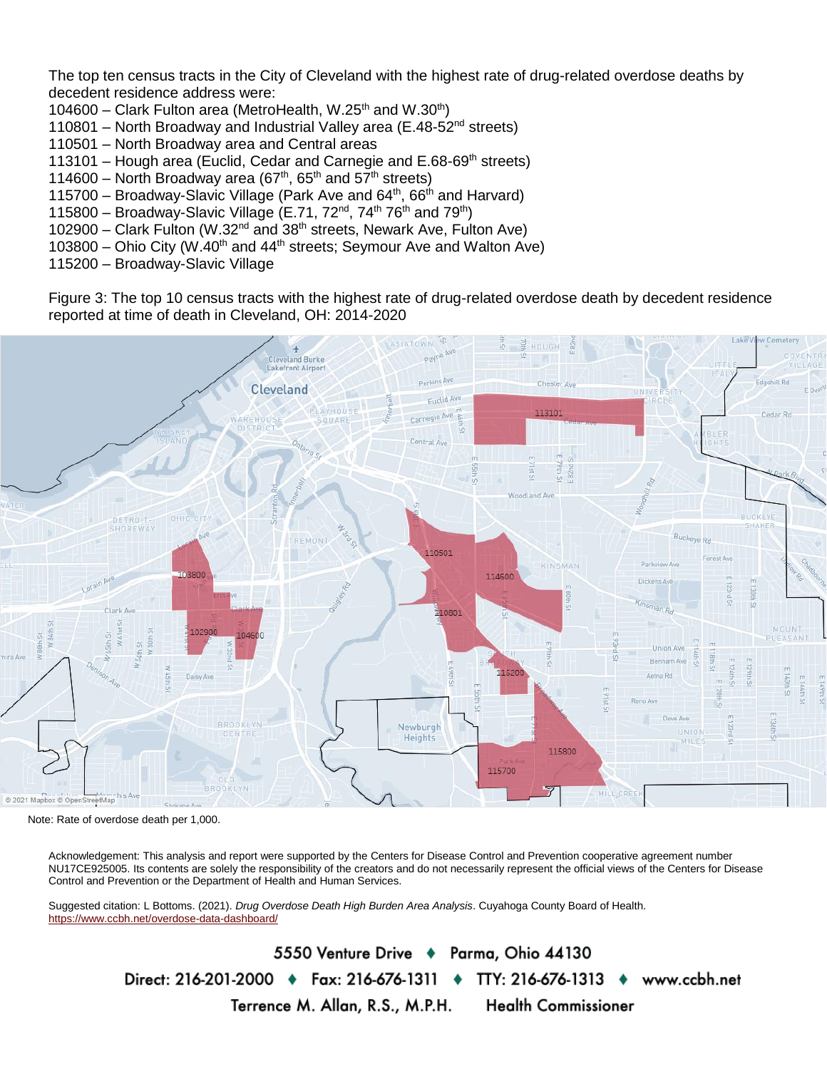The top ten census tracts in the City of Cleveland with the highest rate of drug-related overdose deaths by decedent residence address were:

104600 – Clark Fulton area (MetroHealth, W.25th and W.30th)
110801 – North Broadway and Industrial Valley area (E.48-52nd streets)
110501 – North Broadway area and Central areas
113101 – Hough area (Euclid, Cedar and Carnegie and E.68-69th streets)
114600 – North Broadway area (67th, 65th and 57th streets)
115700 – Broadway-Slavic Village (Park Ave and 64th, 66th and Harvard)
115800 – Broadway-Slavic Village (E.71, 72nd, 74th 76th and 79th)
102900 – Clark Fulton (W.32nd and 38th streets, Newark Ave, Fulton Ave)
103800 – Ohio City (W.40th and 44th streets; Seymour Ave and Walton Ave)
115200 – Broadway-Slavic Village

Figure 3: The top 10 census tracts with the highest rate of drug-related overdose death by decedent residence reported at time of death in Cleveland, OH: 2014-2020

113101
110501
114600
103800
110801
102900
104600
115200
115800
115700

© 2021 Mapbox © OpenStreetMap

Note: Rate of overdose death per 1,000.

Acknowledgement: This analysis and report were supported by the Centers for Disease Control and Prevention cooperative agreement number NU17CE925005. Its contents are solely the responsibility of the creators and do not necessarily represent the official views of the Centers for Disease Control and Prevention or the Department of Health and Human Services.

Suggested citation: L Bottoms. (2021). *Drug Overdose Death High Burden Area Analysis*. Cuyahoga County Board of Health. https://www.ccbh.net/overdose-data-dashboard/

5550 Venture Drive ♦ Parma, Ohio 44130

Direct: 216-201-2000 ♦ Fax: 216-676-1311 ♦ TTY: 216-676-1313 ♦ www.ccbh.net

Terrence M. Allan, R.S., M.P.H. Health Commissioner